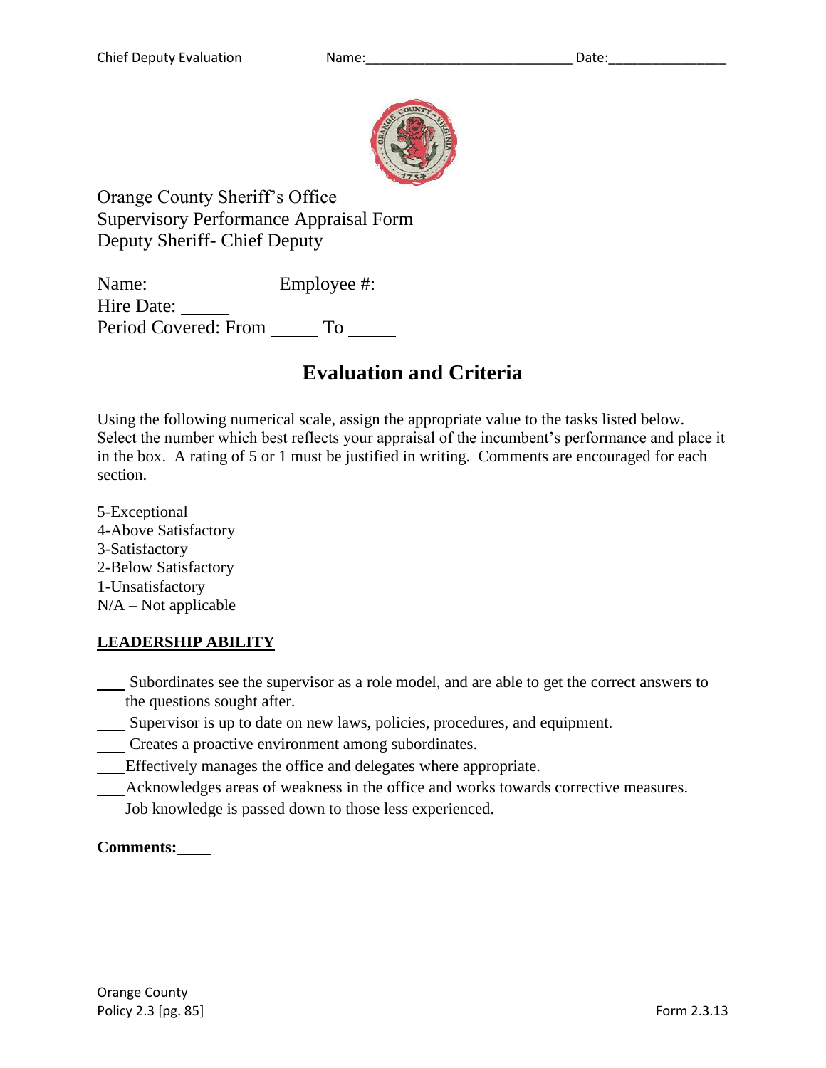Orange County Sheriff's Office
Supervisory Performance Appraisal Form
Deputy Sheriff- Chief Deputy

Name: _____ Employee #: _____
Hire Date: _____
Period Covered: From _____ To _____

# Evaluation and Criteria

Using the following numerical scale, assign the appropriate value to the tasks listed below. Select the number which best reflects your appraisal of the incumbent's performance and place it in the box. A rating of 5 or 1 must be justified in writing. Comments are encouraged for each section.

5-Exceptional
4-Above Satisfactory
3-Satisfactory
2-Below Satisfactory
1-Unsatisfactory
N/A – Not applicable

**LEADERSHIP ABILITY**

___ Subordinates see the supervisor as a role model, and are able to get the correct answers to the questions sought after.
___ Supervisor is up to date on new laws, policies, procedures, and equipment.
___ Creates a proactive environment among subordinates.
___ Effectively manages the office and delegates where appropriate.
___ Acknowledges areas of weakness in the office and works towards corrective measures.
___ Job knowledge is passed down to those less experienced.

**Comments:** ____

Orange County
Policy 2.3 [pg. 85]

Form 2.3.13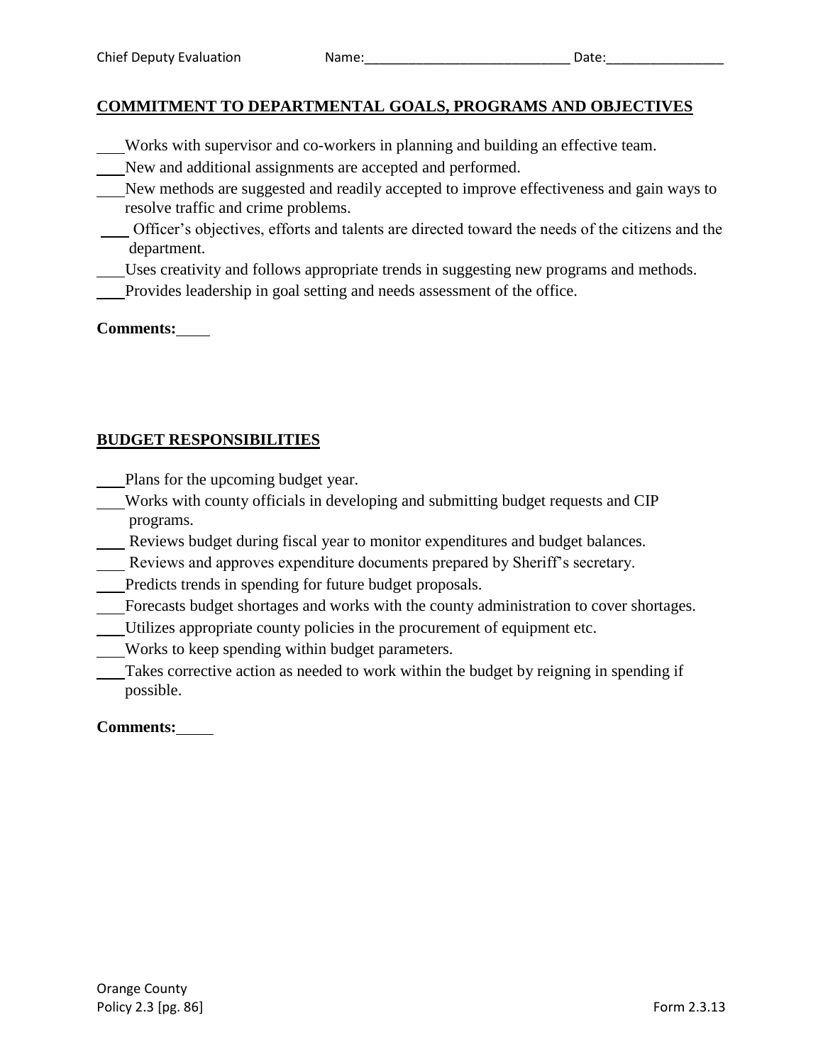Chief Deputy Evaluation Name:____________________________ Date:________________

## COMMITMENT TO DEPARTMENTAL GOALS, PROGRAMS AND OBJECTIVES

___Works with supervisor and co-workers in planning and building an effective team.
___New and additional assignments are accepted and performed.
___New methods are suggested and readily accepted to improve effectiveness and gain ways to resolve traffic and crime problems.
___ Officer's objectives, efforts and talents are directed toward the needs of the citizens and the department.
___Uses creativity and follows appropriate trends in suggesting new programs and methods.
___Provides leadership in goal setting and needs assessment of the office.

**Comments:**____

## BUDGET RESPONSIBILITIES

___Plans for the upcoming budget year.
___Works with county officials in developing and submitting budget requests and CIP programs.
___ Reviews budget during fiscal year to monitor expenditures and budget balances.
___ Reviews and approves expenditure documents prepared by Sheriff's secretary.
___Predicts trends in spending for future budget proposals.
___Forecasts budget shortages and works with the county administration to cover shortages.
___Utilizes appropriate county policies in the procurement of equipment etc.
___Works to keep spending within budget parameters.
___Takes corrective action as needed to work within the budget by reigning in spending if possible.

**Comments:**_____

Orange County
Policy 2.3 [pg. 86] Form 2.3.13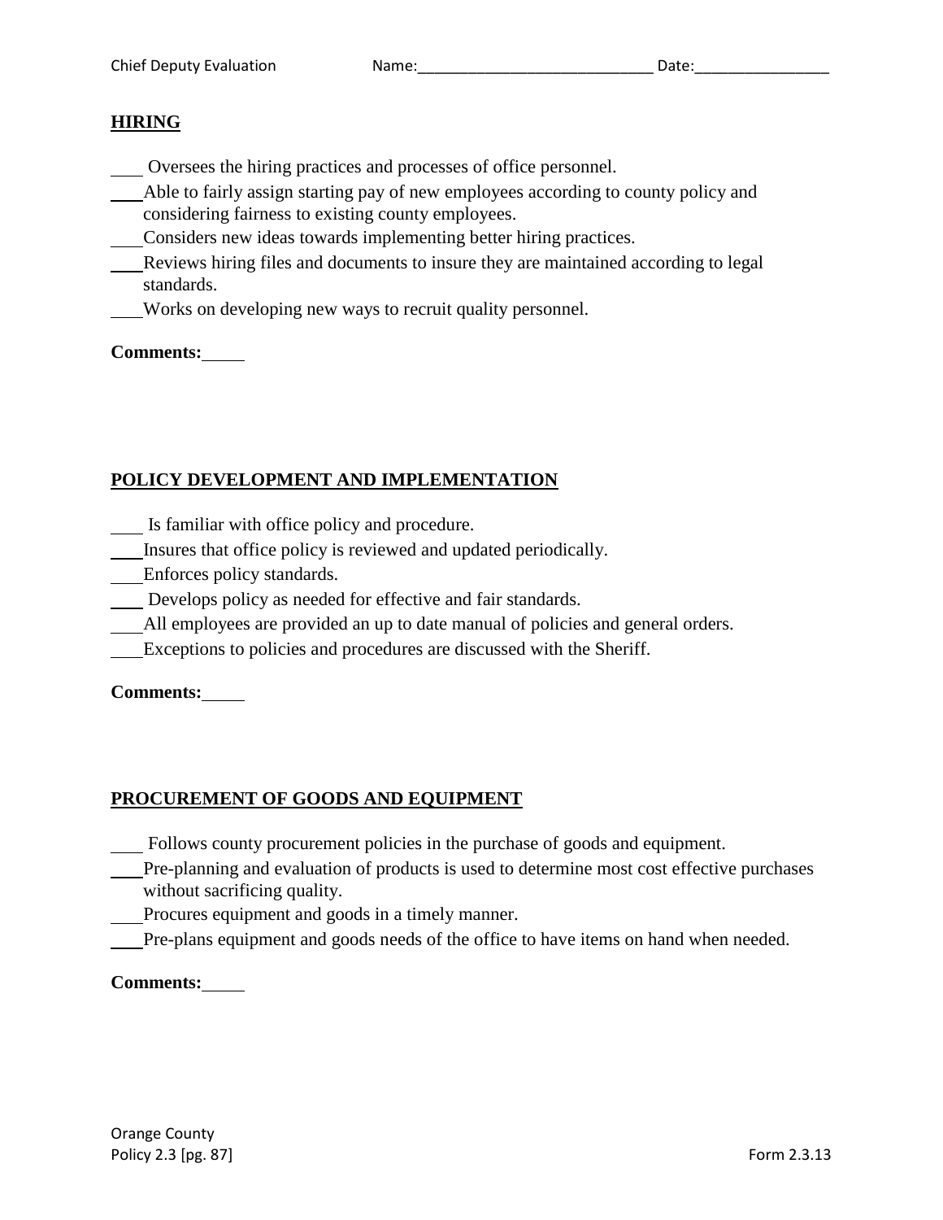## HIRING

____ Oversees the hiring practices and processes of office personnel.

____ Able to fairly assign starting pay of new employees according to county policy and considering fairness to existing county employees.

____ Considers new ideas towards implementing better hiring practices.

____ Reviews hiring files and documents to insure they are maintained according to legal standards.

____ Works on developing new ways to recruit quality personnel.

**Comments:** _____

## POLICY DEVELOPMENT AND IMPLEMENTATION

____ Is familiar with office policy and procedure.

____ Insures that office policy is reviewed and updated periodically.

____ Enforces policy standards.

____ Develops policy as needed for effective and fair standards.

____ All employees are provided an up to date manual of policies and general orders.

____ Exceptions to policies and procedures are discussed with the Sheriff.

**Comments:** _____

## PROCUREMENT OF GOODS AND EQUIPMENT

____ Follows county procurement policies in the purchase of goods and equipment.

____ Pre-planning and evaluation of products is used to determine most cost effective purchases without sacrificing quality.

____ Procures equipment and goods in a timely manner.

____ Pre-plans equipment and goods needs of the office to have items on hand when needed.

**Comments:** _____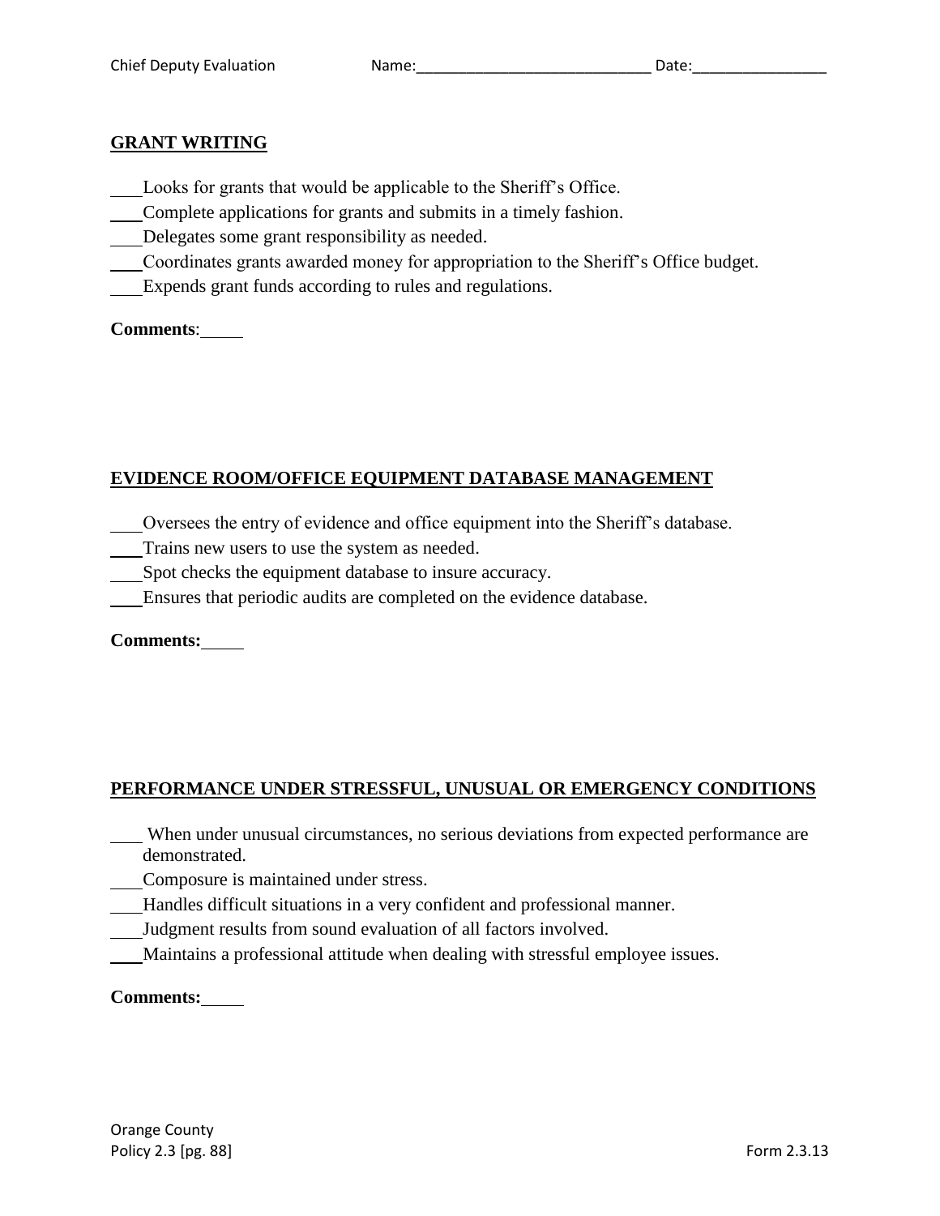## GRANT WRITING

___Looks for grants that would be applicable to the Sheriff's Office.
___Complete applications for grants and submits in a timely fashion.
___Delegates some grant responsibility as needed.
___Coordinates grants awarded money for appropriation to the Sheriff's Office budget.
___Expends grant funds according to rules and regulations.

**Comments**:_____

## EVIDENCE ROOM/OFFICE EQUIPMENT DATABASE MANAGEMENT

___Oversees the entry of evidence and office equipment into the Sheriff's database.
___Trains new users to use the system as needed.
___Spot checks the equipment database to insure accuracy.
___Ensures that periodic audits are completed on the evidence database.

**Comments:**_____

## PERFORMANCE UNDER STRESSFUL, UNUSUAL OR EMERGENCY CONDITIONS

___ When under unusual circumstances, no serious deviations from expected performance are demonstrated.
___Composure is maintained under stress.
___Handles difficult situations in a very confident and professional manner.
___Judgment results from sound evaluation of all factors involved.
___Maintains a professional attitude when dealing with stressful employee issues.

**Comments:**_____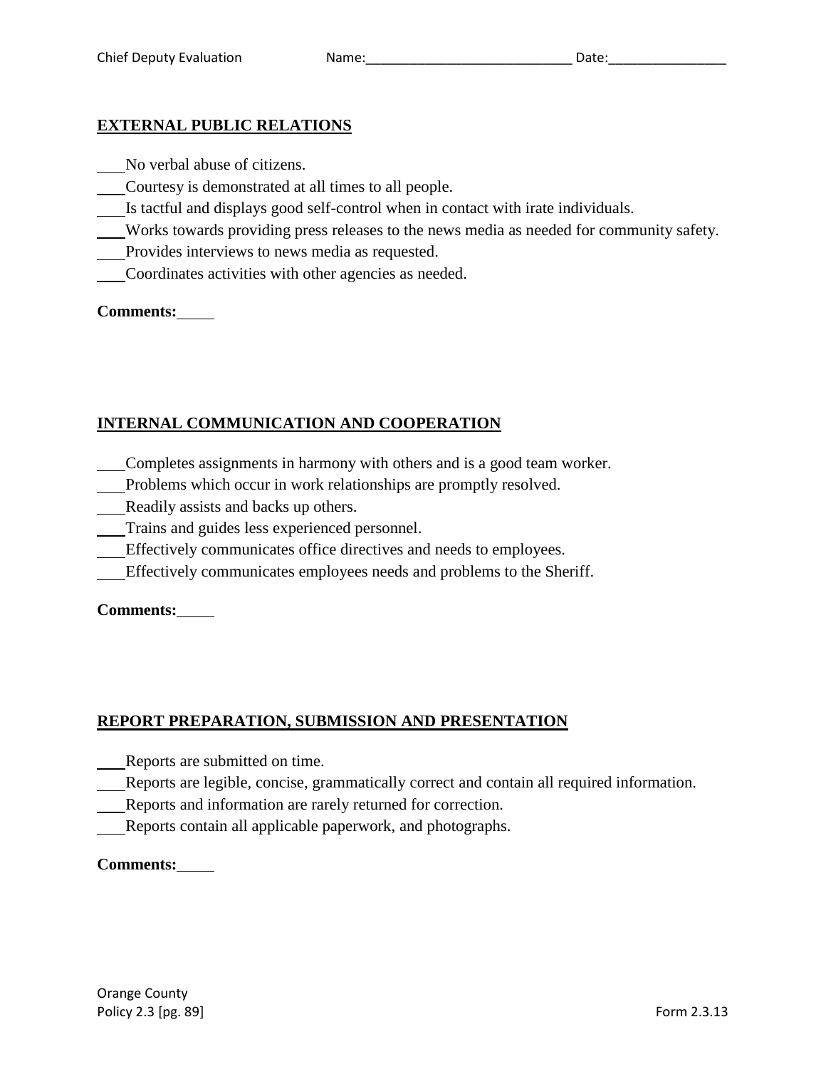Chief Deputy Evaluation Name:____________________________ Date:________________

## EXTERNAL PUBLIC RELATIONS

___No verbal abuse of citizens.
___Courtesy is demonstrated at all times to all people.
___Is tactful and displays good self-control when in contact with irate individuals.
___Works towards providing press releases to the news media as needed for community safety.
___Provides interviews to news media as requested.
___Coordinates activities with other agencies as needed.

**Comments:**_____

## INTERNAL COMMUNICATION AND COOPERATION

___Completes assignments in harmony with others and is a good team worker.
___Problems which occur in work relationships are promptly resolved.
___Readily assists and backs up others.
___Trains and guides less experienced personnel.
___Effectively communicates office directives and needs to employees.
___Effectively communicates employees needs and problems to the Sheriff.

**Comments:**_____

## REPORT PREPARATION, SUBMISSION AND PRESENTATION

___Reports are submitted on time.
___Reports are legible, concise, grammatically correct and contain all required information.
___Reports and information are rarely returned for correction.
___Reports contain all applicable paperwork, and photographs.

**Comments:**_____

Orange County
Policy 2.3 [pg. 89] Form 2.3.13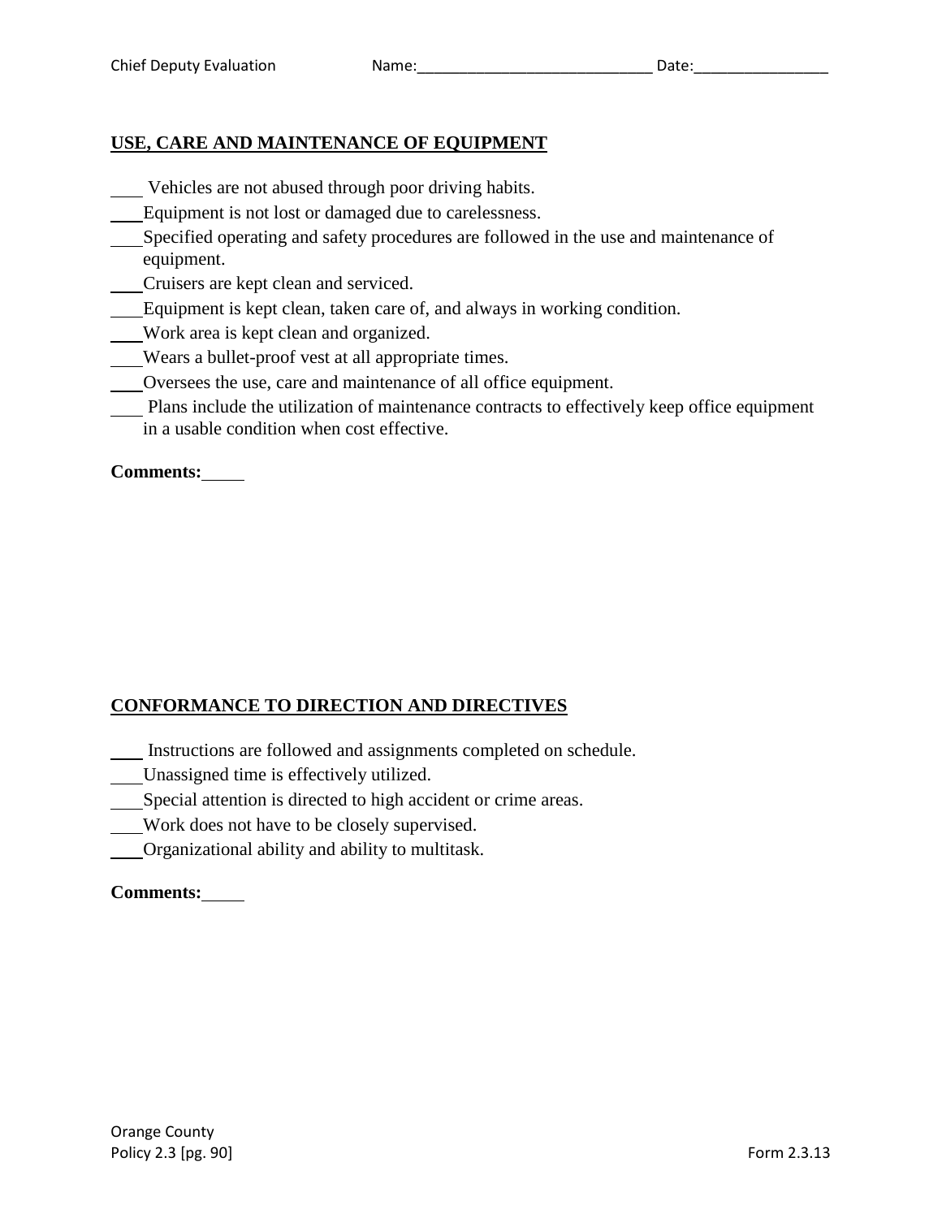## USE, CARE AND MAINTENANCE OF EQUIPMENT

\_\_\_ Vehicles are not abused through poor driving habits.
\_\_\_ Equipment is not lost or damaged due to carelessness.
\_\_\_ Specified operating and safety procedures are followed in the use and maintenance of equipment.
\_\_\_ Cruisers are kept clean and serviced.
\_\_\_ Equipment is kept clean, taken care of, and always in working condition.
\_\_\_ Work area is kept clean and organized.
\_\_\_ Wears a bullet-proof vest at all appropriate times.
\_\_\_ Oversees the use, care and maintenance of all office equipment.
\_\_\_ Plans include the utilization of maintenance contracts to effectively keep office equipment in a usable condition when cost effective.

**Comments:**\_\_\_\_\_

## CONFORMANCE TO DIRECTION AND DIRECTIVES

\_\_\_ Instructions are followed and assignments completed on schedule.
\_\_\_ Unassigned time is effectively utilized.
\_\_\_ Special attention is directed to high accident or crime areas.
\_\_\_ Work does not have to be closely supervised.
\_\_\_ Organizational ability and ability to multitask.

**Comments:**\_\_\_\_\_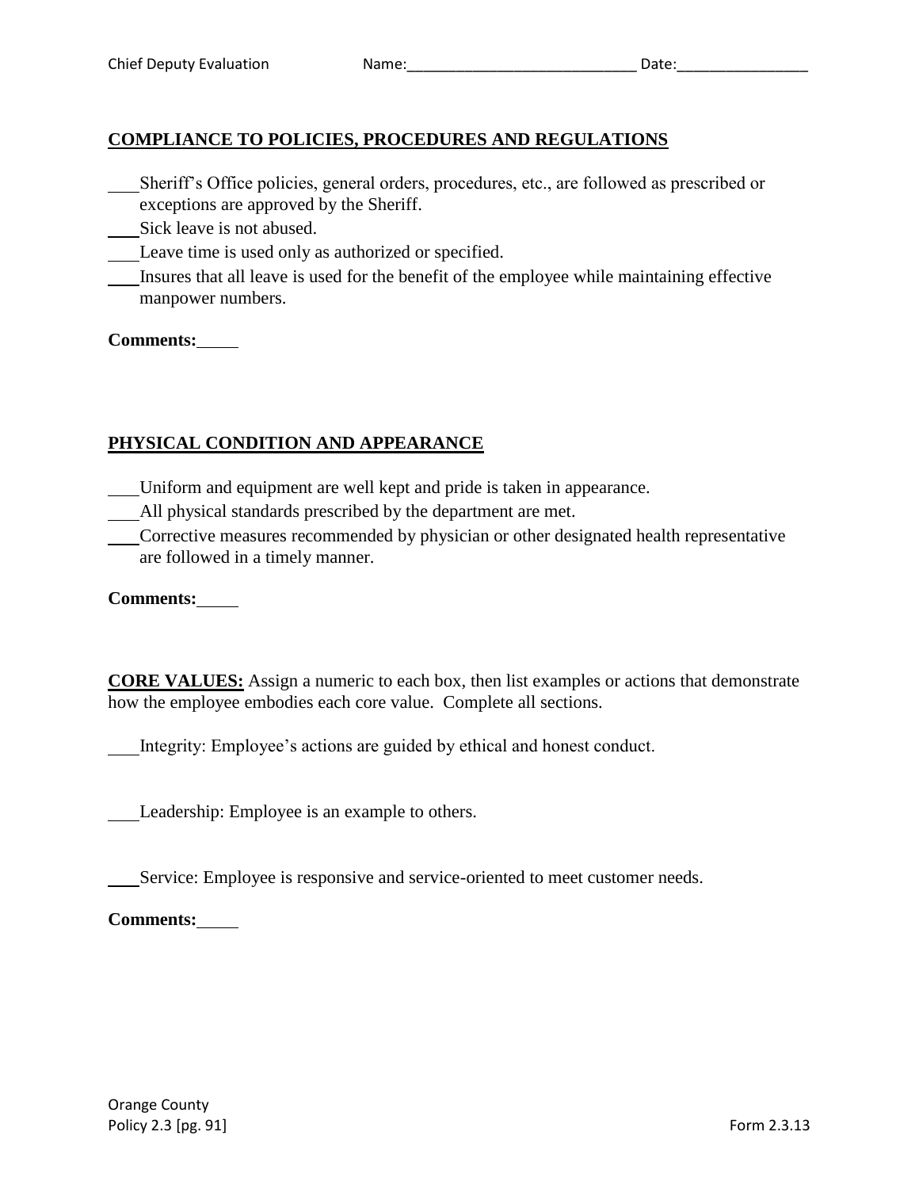## COMPLIANCE TO POLICIES, PROCEDURES AND REGULATIONS

\_\_\_Sheriff's Office policies, general orders, procedures, etc., are followed as prescribed or exceptions are approved by the Sheriff.
\_\_\_Sick leave is not abused.
\_\_\_Leave time is used only as authorized or specified.
\_\_\_Insures that all leave is used for the benefit of the employee while maintaining effective manpower numbers.

**Comments:**\_\_\_\_\_

## PHYSICAL CONDITION AND APPEARANCE

\_\_\_Uniform and equipment are well kept and pride is taken in appearance.
\_\_\_All physical standards prescribed by the department are met.
\_\_\_Corrective measures recommended by physician or other designated health representative are followed in a timely manner.

**Comments:**\_\_\_\_\_

**CORE VALUES:** Assign a numeric to each box, then list examples or actions that demonstrate how the employee embodies each core value. Complete all sections.

\_\_\_Integrity: Employee's actions are guided by ethical and honest conduct.

\_\_\_Leadership: Employee is an example to others.

\_\_\_Service: Employee is responsive and service-oriented to meet customer needs.

**Comments:**\_\_\_\_\_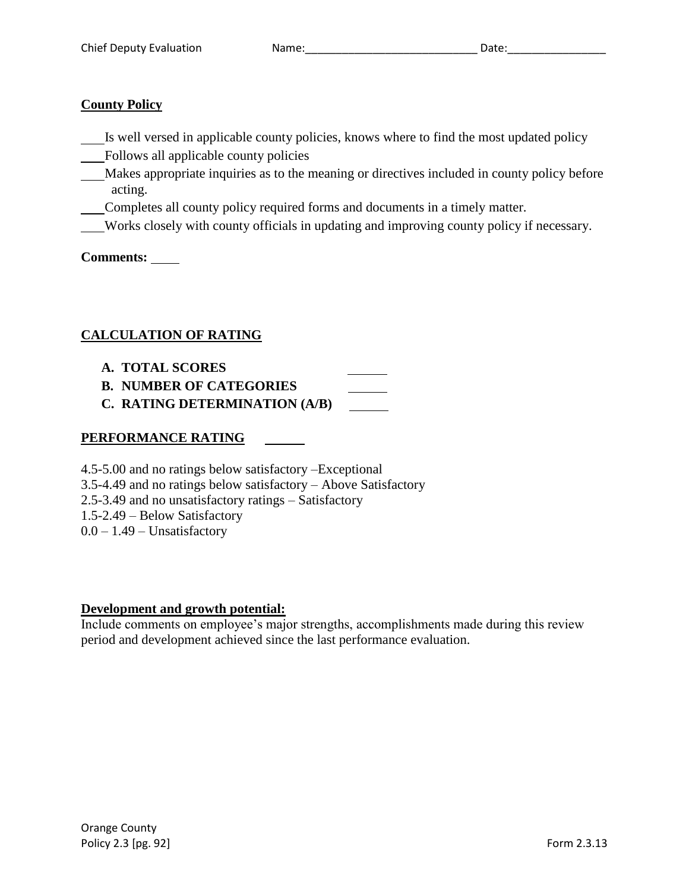Chief Deputy Evaluation Name:____________________________ Date:________________

**County Policy**

___Is well versed in applicable county policies, knows where to find the most updated policy
___Follows all applicable county policies
___Makes appropriate inquiries as to the meaning or directives included in county policy before acting.
___Completes all county policy required forms and documents in a timely matter.
___Works closely with county officials in updating and improving county policy if necessary.

**Comments:** ____

**CALCULATION OF RATING**

A. **TOTAL SCORES** ______
B. **NUMBER OF CATEGORIES** ______
C. **RATING DETERMINATION (A/B)** ______

**PERFORMANCE RATING** ______

4.5-5.00 and no ratings below satisfactory –Exceptional
3.5-4.49 and no ratings below satisfactory – Above Satisfactory
2.5-3.49 and no unsatisfactory ratings – Satisfactory
1.5-2.49 – Below Satisfactory
0.0 – 1.49 – Unsatisfactory

**Development and growth potential:**
Include comments on employee's major strengths, accomplishments made during this review period and development achieved since the last performance evaluation.

Orange County
Policy 2.3 [pg. 92] Form 2.3.13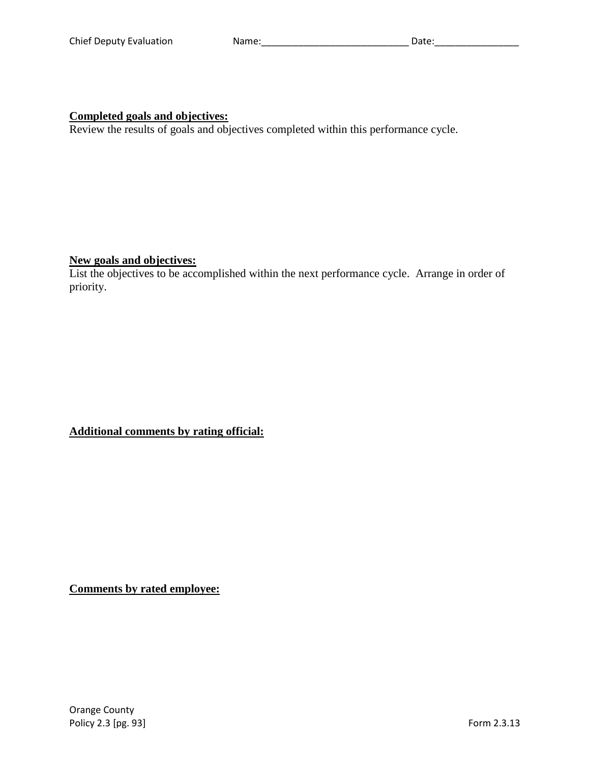Chief Deputy Evaluation Name:____________________________ Date:________________

**Completed goals and objectives:**
Review the results of goals and objectives completed within this performance cycle.

**New goals and objectives:**
List the objectives to be accomplished within the next performance cycle. Arrange in order of priority.

**Additional comments by rating official:**

**Comments by rated employee:**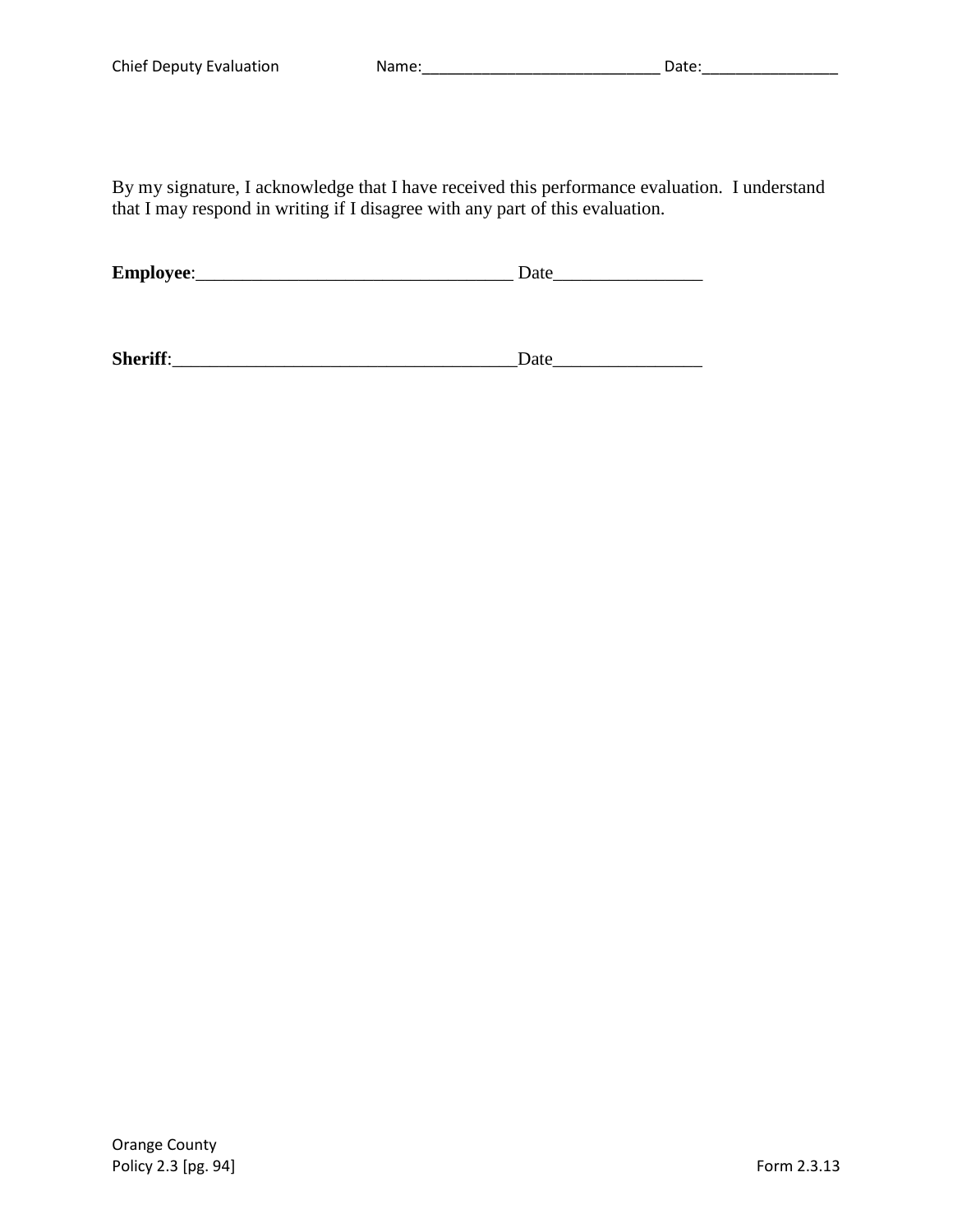By my signature, I acknowledge that I have received this performance evaluation. I understand that I may respond in writing if I disagree with any part of this evaluation.

**Employee**:__________________________________ Date________________

**Sheriff**:_____________________________________Date________________